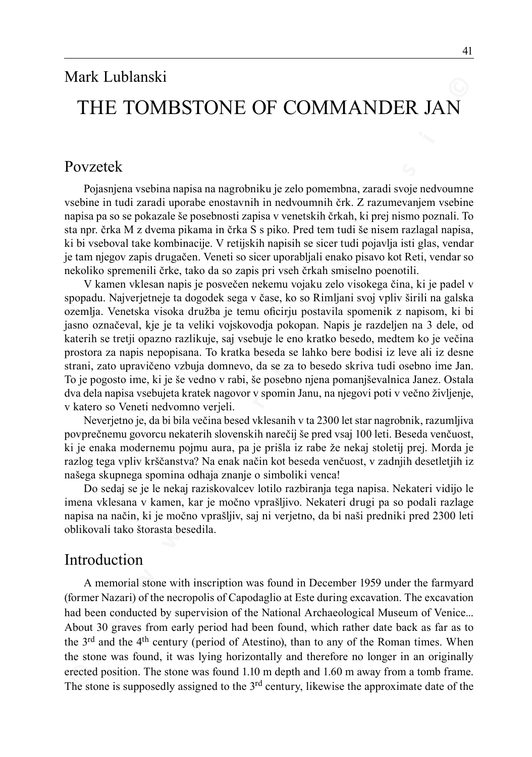Mark Lublanski

# THE TOMBSTONE OF COMMANDER JAN

## Povzetek

Pojasnjena vsebina napisa na nagrobniku je zelo pomembna, zaradi svoje nedvoumne vsebine in tudi zaradi uporabe enostavnih in nedvoumnih črk. Z razumevanjem vsebine napisa pa so se pokazale še posebnosti zapisa v venetskih črkah, ki prej nismo poznali. To sta npr. črka M z dvema pikama in črka S s piko. Pred tem tudi še nisem razlagal napisa, ki bi vseboval take kombinacije. V retijskih napisih se sicer tudi pojavlja isti glas, vendar je tam njegov zapis drugačen. Veneti so sicer uporabljali enako pisavo kot Reti, vendar so nekoliko spremenili črke, tako da so zapis pri vseh črkah smiselno poenotili.

V kamen vklesan napis je posvečen nekemu vojaku zelo visokega čina, ki je padel v spopadu. Najverjetneje ta dogodek sega v čase, ko so Rimljani svoj vpliv širili na galska ozemlja. Venetska visoka družba je temu oficirju postavila spomenik z napisom, ki bi jasno označeval, kje je ta veliki vojskovodja pokopan. Napis je razdeljen na 3 dele, od katerih se tretji opazno razlikuje, saj vsebuje le eno kratko besedo, medtem ko je večina prostora za napis nepopisana. To kratka beseda se lahko bere bodisi iz leve ali iz desne strani, zato upravičeno vzbuja domnevo, da se za to besedo skriva tudi osebno ime Jan. To je pogosto ime, ki je še vedno v rabi, še posebno njena pomanjševalnica Janez. Ostala dva dela napisa vsebujeta kratek nagovor v spomin Janu, na njegovi poti v večno življenje, v katero so Veneti nedvomno verjeli.

Neverjetno je, da bi bila večina besed vklesanih v ta 2300 let star nagrobnik, razumljiva povprečnemu govorcu nekaterih slovenskih narečij še pred vsaj 100 leti. Beseda venčuost, ki je enaka modernemu pojmu aura, pa je prišla iz rabe že nekaj stoletij prej. Morda je razlog tega vpliv krščanstva? Na enak način kot beseda venčuost, v zadnjih desetletjih iz našega skupnega spomina odhaja znanje o simboliki venca!

Do sedaj se je le nekaj raziskovalcev lotilo razbiranja tega napisa. Nekateri vidijo le imena vklesana v kamen, kar je močno vprašljivo. Nekateri drugi pa so podali razlage napisa na način, ki je močno vprašljiv, saj ni verjetno, da bi naši predniki pred 2300 leti oblikovali tako štorasta besedila.

## Introduction

A memorial stone with inscription was found in December 1959 under the farmyard (former Nazari) of the necropolis of Capodaglio at Este during excavation. The excavation had been conducted by supervision of the National Archaeological Museum of Venice... About 30 graves from early period had been found, which rather date back as far as to the 3rd and the 4th century (period of Atestino), than to any of the Roman times. When the stone was found, it was lying horizontally and therefore no longer in an originally erected position. The stone was found 1.10 m depth and 1.60 m away from a tomb frame. The stone is supposedly assigned to the 3rd century, likewise the approximate date of the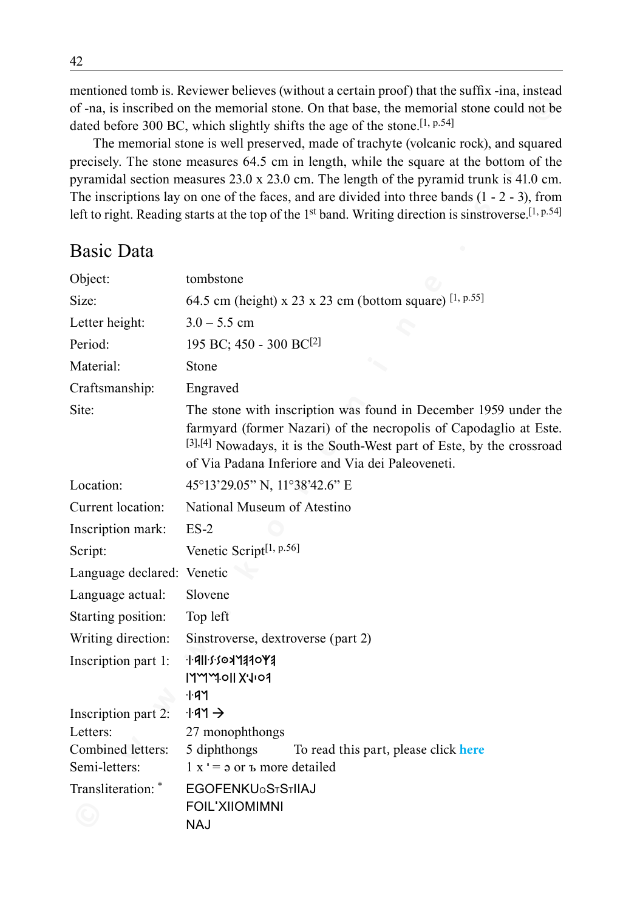mentioned tomb is. Reviewer believes (without a certain proof) that the suffix -ina, instead of -na, is inscribed on the memorial stone. On that base, the memorial stone could not be dated before 300 BC, which slightly shifts the age of the stone.[1, p.54]

The memorial stone is well preserved, made of trachyte (volcanic rock), and squared precisely. The stone measures 64.5 cm in length, while the square at the bottom of the pyramidal section measures 23.0 x 23.0 cm. The length of the pyramid trunk is 41.0 cm. The inscriptions lay on one of the faces, and are divided into three bands (1 - 2 - 3), from left to right. Reading starts at the top of the 1st band. Writing direction is sinstroverse.[1, p.54]

## Basic Data

| | |
|---|---|
| Object: | tombstone |
| Size: | 64.5 cm (height) x 23 x 23 cm (bottom square) [1, p.55] |
| Letter height: | 3.0 – 5.5 cm |
| Period: | 195 BC; 450 - 300 BC[2] |
| Material: | Stone |
| Craftsmanship: | Engraved |
| Site: | The stone with inscription was found in December 1959 under the farmyard (former Nazari) of the necropolis of Capodaglio at Este.[3],[4] Nowadays, it is the South-West part of Este, by the crossroad of Via Padana Inferiore and Via dei Paleoveneti. |
| Location: | 45°13'29.05" N, 11°38'42.6" E |
| Current location: | National Museum of Atestino |
| Inscription mark: | ES-2 |
| Script: | Venetic Script[1, p.56] |
| Language declared: | Venetic |
| Language actual: | Slovene |
| Starting position: | Top left |
| Writing direction: | Sinstroverse, dextroverse (part 2) |
| Inscription part 1: | ·I·ꟼII·Ꙅ·ꙄOꓘꟽꟼꟼOY ꟼ<br>IMꟽꟽ·OII X·I·O ꟼ<br>·I·ꟼꟽ |
| Inscription part 2: | ·I·ꟼꟽ → |
| Letters: | 27 monophthongs |
| Combined letters: | 5 diphthongs    To read this part, please click here |
| Semi-letters: | 1 x ' = ə or ъ more detailed |
| Transliteration: * | EGOFENKUoSᴛSᴛIIAJ<br>FOIL'XIIOMIMNI<br>NAJ |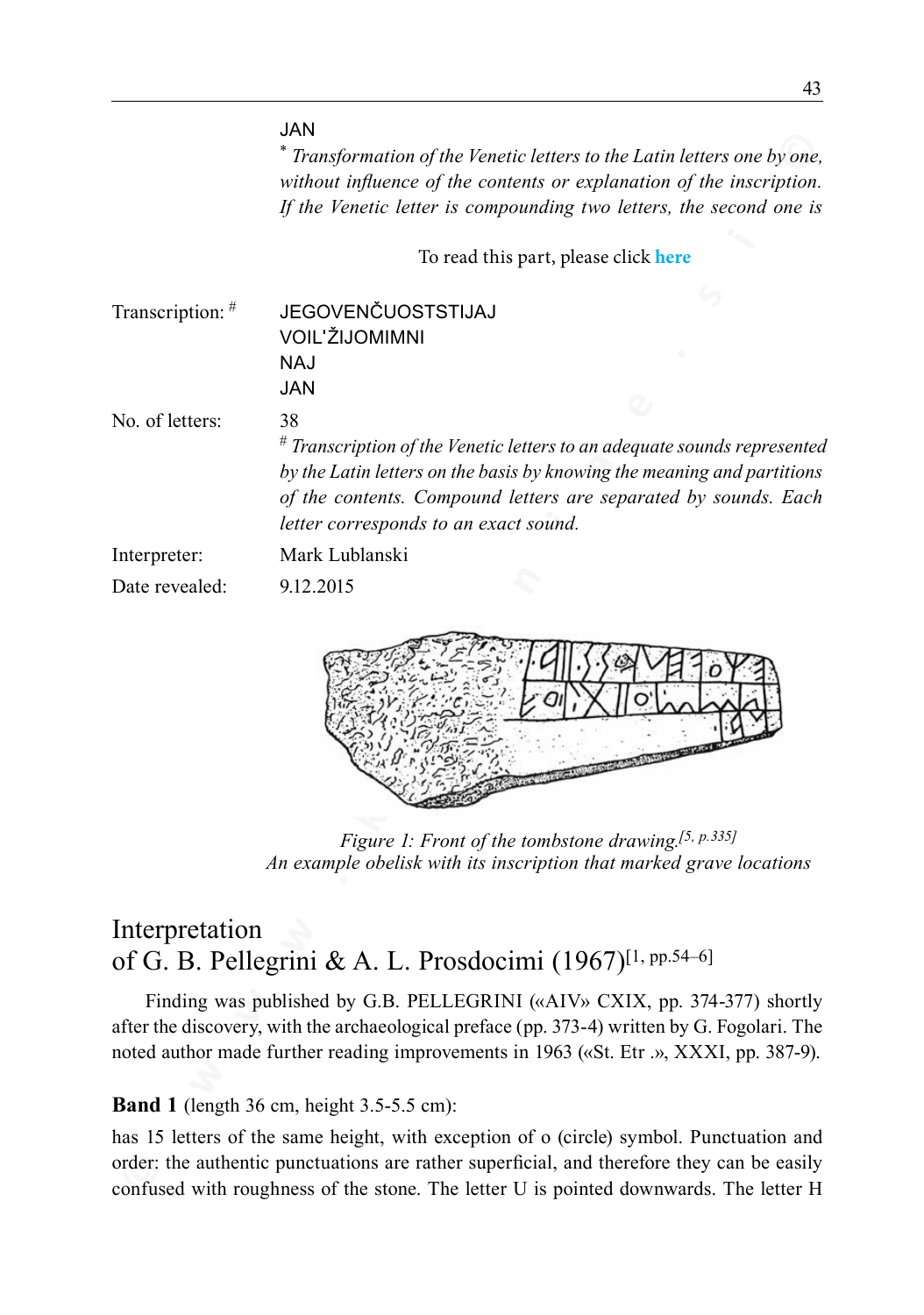JAN

\* *Transformation of the Venetic letters to the Latin letters one by one, without influence of the contents or explanation of the inscription. If the Venetic letter is compounding two letters, the second one is*

To read this part, please click **here**

| | |
|---|---|
| Transcription: # | JEGOVENČUOSTSTIJAJ<br>VOIL'ŽIJOMIMNI<br>NAJ<br>JAN |
| No. of letters: | 38<br># *Transcription of the Venetic letters to an adequate sounds represented by the Latin letters on the basis by knowing the meaning and partitions of the contents. Compound letters are separated by sounds. Each letter corresponds to an exact sound.* |
| Interpreter: | Mark Lublanski |
| Date revealed: | 9.12.2015 |

*Figure 1: Front of the tombstone drawing.[5, p.335]*
*An example obelisk with its inscription that marked grave locations*

## Interpretation of G. B. Pellegrini & A. L. Prosdocimi (1967)[1, pp.54–6]

Finding was published by G.B. PELLEGRINI («AIV» CXIX, pp. 374-377) shortly after the discovery, with the archaeological preface (pp. 373-4) written by G. Fogolari. The noted author made further reading improvements in 1963 («St. Etr .», XXXI, pp. 387-9).

**Band 1** (length 36 cm, height 3.5-5.5 cm):

has 15 letters of the same height, with exception of o (circle) symbol. Punctuation and order: the authentic punctuations are rather superficial, and therefore they can be easily confused with roughness of the stone. The letter U is pointed downwards. The letter H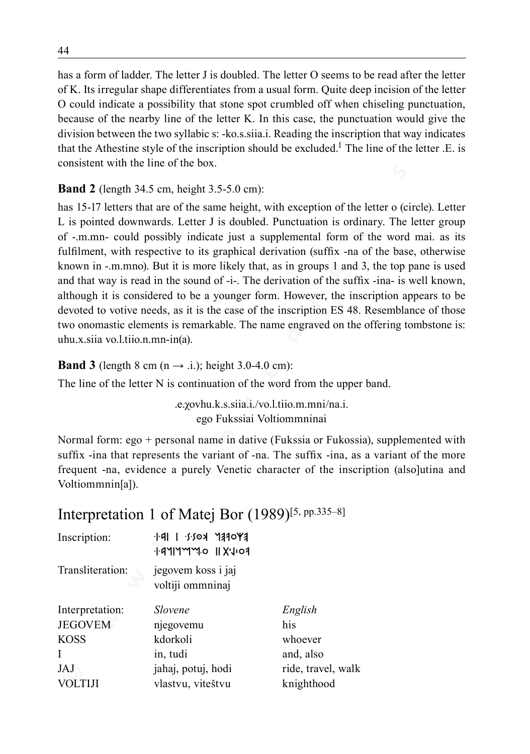has a form of ladder. The letter J is doubled. The letter O seems to be read after the letter of K. Its irregular shape differentiates from a usual form. Quite deep incision of the letter O could indicate a possibility that stone spot crumbled off when chiseling punctuation, because of the nearby line of the letter K. In this case, the punctuation would give the division between the two syllabic s: -ko.s.siia.i. Reading the inscription that way indicates that the Athestine style of the inscription should be excluded.[1] The line of the letter .E. is consistent with the line of the box.

**Band 2** (length 34.5 cm, height 3.5-5.0 cm):

has 15-17 letters that are of the same height, with exception of the letter o (circle). Letter L is pointed downwards. Letter J is doubled. Punctuation is ordinary. The letter group of -.m.mn- could possibly indicate just a supplemental form of the word mai. as its fulfilment, with respective to its graphical derivation (suffix -na of the base, otherwise known in -.m.mno). But it is more likely that, as in groups 1 and 3, the top pane is used and that way is read in the sound of -i-. The derivation of the suffix -ina- is well known, although it is considered to be a younger form. However, the inscription appears to be devoted to votive needs, as it is the case of the inscription ES 48. Resemblance of those two onomastic elements is remarkable. The name engraved on the offering tombstone is: uhu.x.siia vo.l.tiio.n.mn-in(a).

**Band 3** (length 8 cm (n → .i.); height 3.0-4.0 cm):

The line of the letter N is continuation of the word from the upper band.

.e.χovhu.k.s.siia.i./vo.l.tiio.m.mni/na.i.
ego Fukssiai Voltiommninai

Normal form: ego + personal name in dative (Fukssia or Fukossia), supplemented with suffix -ina that represents the variant of -na. The suffix -ina, as a variant of the more frequent -na, evidence a purely Venetic character of the inscription (also]utina and Voltiommnin[a]).

## Interpretation 1 of Matej Bor (1989)[5, pp.335–8]

| | | |
|---|---|---|
| Inscription: | ·ꟷ·ꟷ ꟷ ·ꟷ·ꟷ ꟷꟷꟷ (Venetic script) | |
| Transliteration: | jegovem koss i jaj<br>voltiji ommninaj | |
| Interpretation: | *Slovene* | *English* |
| JEGOVEM | njegovemu | his |
| KOSS | kdorkoli | whoever |
| I | in, tudi | and, also |
| JAJ | jahaj, potuj, hodi | ride, travel, walk |
| VOLTIJI | vlastvu, viteštvu | knighthood |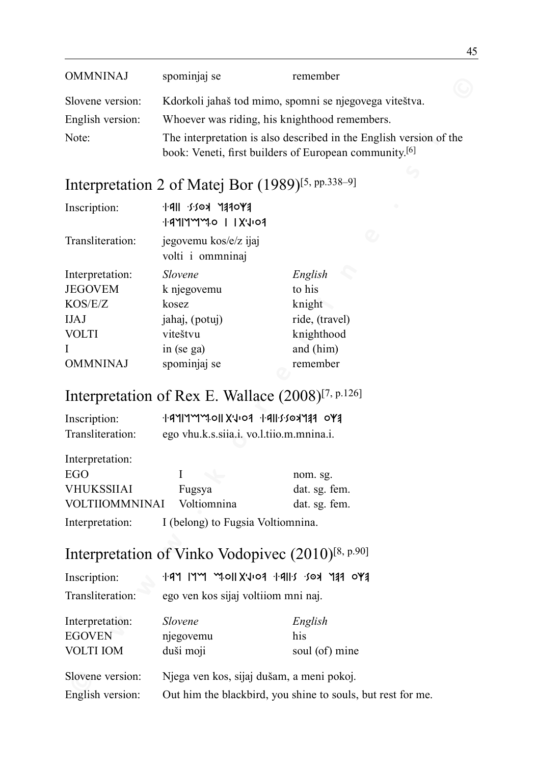| | | |
|---|---|---|
| OMMNINAJ | spominjaj se | remember |

Slovene version: Kdorkoli jahaš tod mimo, spomni se njegovega viteštva.

English version: Whoever was riding, his knighthood remembers.

Note: The interpretation is also described in the English version of the book: Veneti, first builders of European community.[6]

## Interpretation 2 of Matej Bor (1989)[5, pp.338–9]

Inscription: ·I·ꟼII ·Ƨ·ƧOꓘ ᛖƎƎOΨƎ
·I·ꟼᛖIᛖᛖᛖ·O I IX·Ⅎ·Oꟼ

Transliteration: jegovemu kos/e/z ijaj
volti i ommninaj

| Interpretation: | *Slovene* | *English* |
|---|---|---|
| JEGOVEM | k njegovemu | to his |
| KOS/E/Z | kosez | knight |
| IJAJ | jahaj, (potuj) | ride, (travel) |
| VOLTI | viteštvu | knighthood |
| I | in (se ga) | and (him) |
| OMMNINAJ | spominjaj se | remember |

## Interpretation of Rex E. Wallace (2008)[7, p.126]

Inscription: ·I·ꟼᛖIᛖᛖᛖ·OII X·Ⅎ·Oꟼ ·I·ꟼII·Ƨ·ƧOꓘᛖƎƎ OΨƎ

Transliteration: ego vhu.k.s.siia.i. vo.l.tiio.m.mnina.i.

| Interpretation: | | |
|---|---|---|
| EGO | I | nom. sg. |
| VHUKSSIIAI | Fugsya | dat. sg. fem. |
| VOLTIIOMMNINAI | Voltiomnina | dat. sg. fem. |

Interpretation: I (belong) to Fugsia Voltiomnina.

## Interpretation of Vinko Vodopivec (2010)[8, p.90]

Inscription: ·I·ꟼᛖ Iᛖᛖᛖ ᛖ·OII X·Ⅎ·Oꟼ ·I·ꟼII·Ƨ ·ƧOꓘ ᛖƎƎ OΨƎ

Transliteration: ego ven kos sijaj voltiiom mni naj.

| Interpretation: | *Slovene* | *English* |
|---|---|---|
| EGOVEN | njegovemu | his |
| VOLTI IOM | duši moji | soul (of) mine |

Slovene version: Njega ven kos, sijaj dušam, a meni pokoj.

English version: Out him the blackbird, you shine to souls, but rest for me.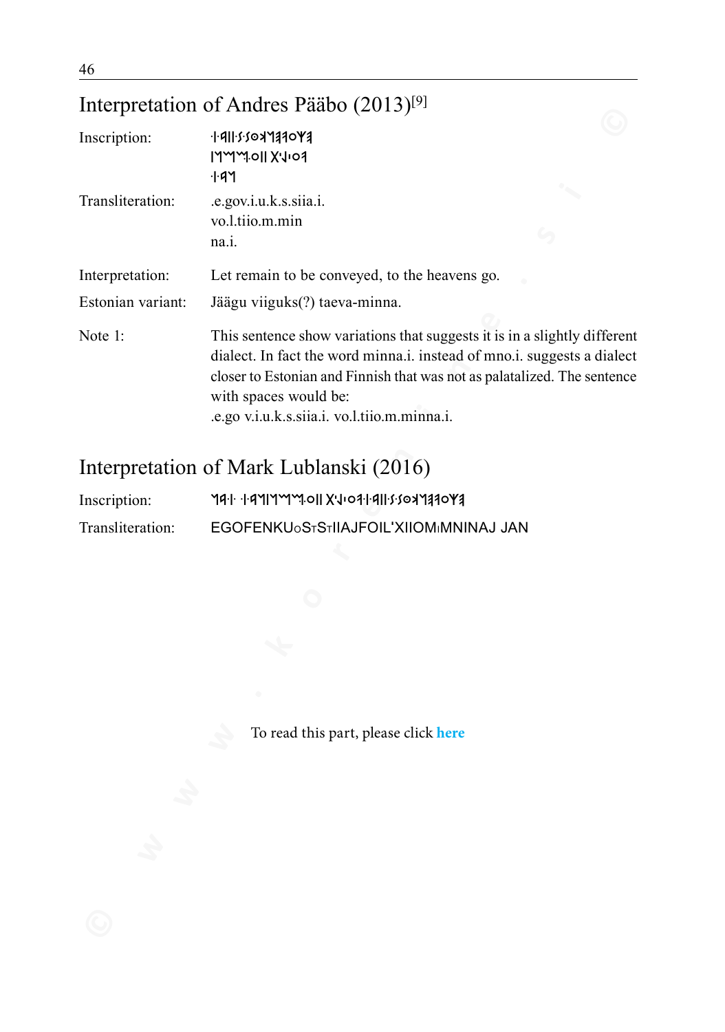## Interpretation of Andres Pääbo (2013)[9]

| | |
|---|---|
| Inscription: | ·𐌉·𐌀𐌉𐌉·𐌔·𐌔𐌏𐌊𐌖𐌉𐌅𐌏𐌂𐌄<br>𐌍𐌉𐌌·𐌌·𐌏𐌉𐌉𐌕·𐌋·𐌏𐌅<br>·𐌉·𐌀𐌍 |
| Transliteration: | .e.gov.i.u.k.s.siia.i.<br>vo.l.tiio.m.min<br>na.i. |
| Interpretation: | Let remain to be conveyed, to the heavens go. |
| Estonian variant: | Jäägu viiguks(?) taeva-minna. |
| Note 1: | This sentence show variations that suggests it is in a slightly different dialect. In fact the word minna.i. instead of mno.i. suggests a dialect closer to Estonian and Finnish that was not as palatalized. The sentence with spaces would be:<br>.e.go v.i.u.k.s.siia.i. vo.l.tiio.m.minna.i. |

## Interpretation of Mark Lublanski (2016)

| | |
|---|---|
| Inscription: | 𐌍𐌀·𐌉· ·𐌉·𐌀𐌍𐌉𐌌·𐌌·𐌏𐌉𐌉𐌕·𐌋·𐌏𐌅·𐌉·𐌀𐌉𐌉·𐌔·𐌔𐌏𐌊𐌖𐌉𐌅𐌏𐌂𐌄 |
| Transliteration: | EGOFENKUoStStIIAJFOIL'XIIOMiMNINAJ JAN |

To read this part, please click **here**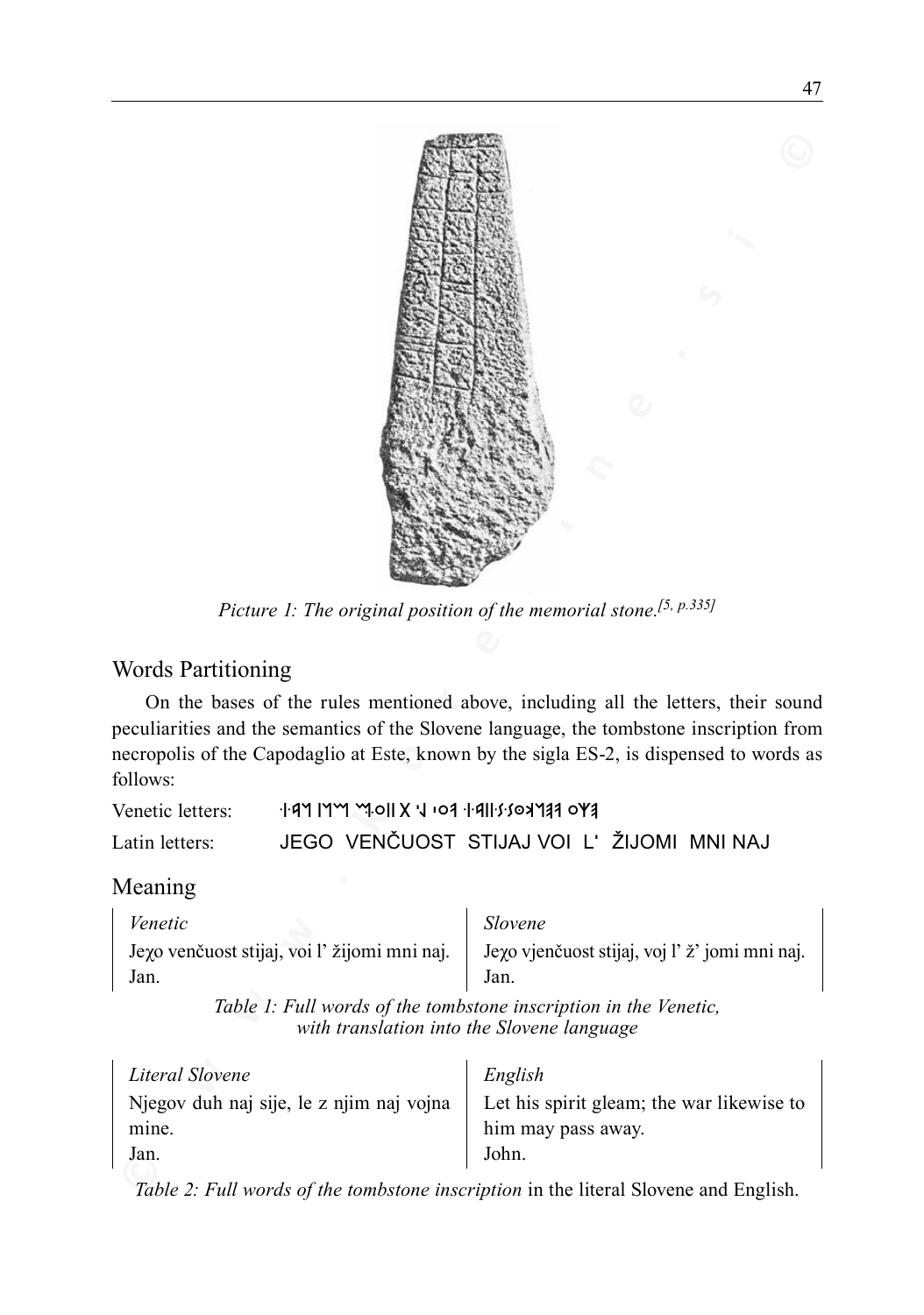*Picture 1: The original position of the memorial stone.[5, p.335]*

## Words Partitioning

On the bases of the rules mentioned above, including all the letters, their sound peculiarities and the semantics of the Slovene language, the tombstone inscription from necropolis of the Capodaglio at Este, known by the sigla ES-2, is dispensed to words as follows:

Venetic letters: ·|·ꟼꟽ |ꟽꟽ ꟽ·o|| X ·ᒧ ·o ꟼ ·|·ꟼ||·ꟽ·ꟽoꓘꟽꟼꟼ oYꟼ

Latin letters: JEGO VENČUOST STIJAJ VOI L' ŽIJOMI MNI NAJ

## Meaning

| *Venetic* | *Slovene* |
|---|---|
| Jeχo venčuost stijaj, voi l' žijomi mni naj. Jan. | Jeχo vjenčuost stijaj, voj l' ž' jomi mni naj. Jan. |

*Table 1: Full words of the tombstone inscription in the Venetic, with translation into the Slovene language*

| *Literal Slovene* | *English* |
|---|---|
| Njegov duh naj sije, le z njim naj vojna mine. Jan. | Let his spirit gleam; the war likewise to him may pass away. John. |

*Table 2: Full words of the tombstone inscription* in the literal Slovene and English.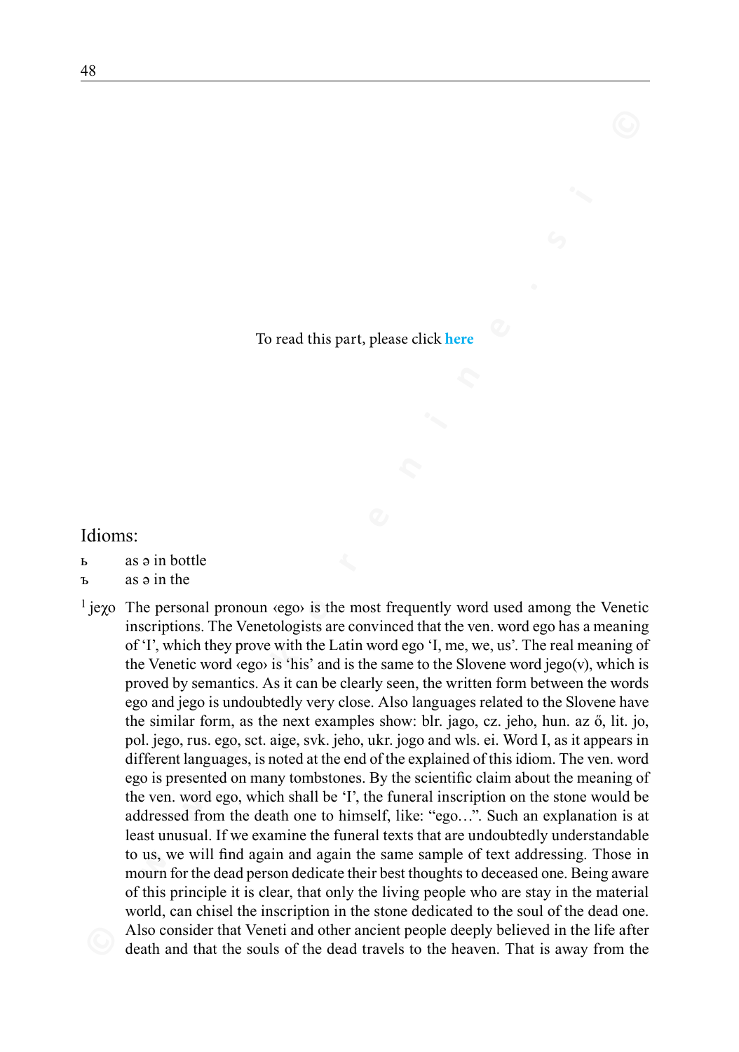To read this part, please click here

Idioms:

ь  as ə in bottle

ъ  as ə in the

[1] jeχo The personal pronoun ‹ego› is the most frequently word used among the Venetic inscriptions. The Venetologists are convinced that the ven. word ego has a meaning of 'I', which they prove with the Latin word ego 'I, me, we, us'. The real meaning of the Venetic word ‹ego› is 'his' and is the same to the Slovene word jego(v), which is proved by semantics. As it can be clearly seen, the written form between the words ego and jego is undoubtedly very close. Also languages related to the Slovene have the similar form, as the next examples show: blr. jago, cz. jeho, hun. az ő, lit. jo, pol. jego, rus. ego, sct. aige, svk. jeho, ukr. jogo and wls. ei. Word I, as it appears in different languages, is noted at the end of the explained of this idiom. The ven. word ego is presented on many tombstones. By the scientific claim about the meaning of the ven. word ego, which shall be 'I', the funeral inscription on the stone would be addressed from the death one to himself, like: "ego…". Such an explanation is at least unusual. If we examine the funeral texts that are undoubtedly understandable to us, we will find again and again the same sample of text addressing. Those in mourn for the dead person dedicate their best thoughts to deceased one. Being aware of this principle it is clear, that only the living people who are stay in the material world, can chisel the inscription in the stone dedicated to the soul of the dead one. Also consider that Veneti and other ancient people deeply believed in the life after death and that the souls of the dead travels to the heaven. That is away from the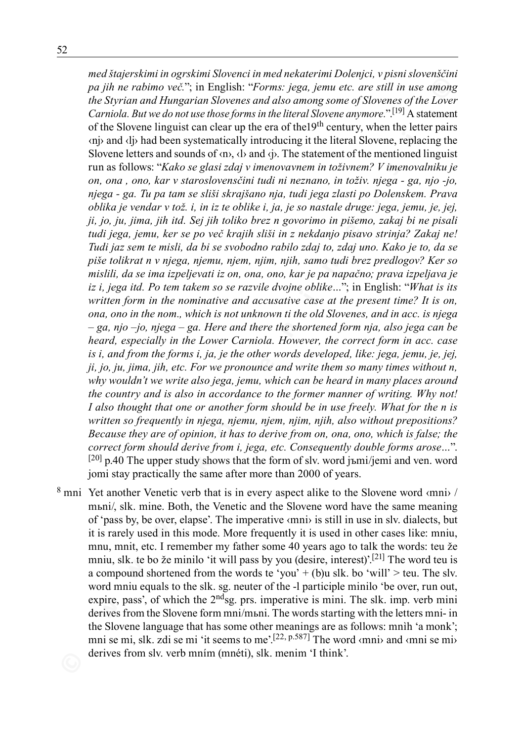*med štajerskimi in ogrskimi Slovenci in med nekaterimi Dolenjci, v pisni slovenščini pa jih ne rabimo več.*"; in English: "*Forms: jega, jemu etc. are still in use among the Styrian and Hungarian Slovenes and also among some of Slovenes of the Lover Carniola. But we do not use those forms in the literal Slovene anymore.*".[19] A statement of the Slovene linguist can clear up the era of the19th century, when the letter pairs ‹nj› and ‹lj› had been systematically introducing it the literal Slovene, replacing the Slovene letters and sounds of ‹n›, ‹l› and ‹j›. The statement of the mentioned linguist run as follows: "*Kako se glasi zdaj v imenovavnem in toživnem? V imenovalniku je on, ona , ono, kar v staroslovenščini tudi ni neznano, in toživ. njega - ga, njo -jo, njega - ga. Tu pa tam se sliši skrajšano nja, tudi jega zlasti po Dolenskem. Prava oblika je vendar v tož. i, in iz te oblike i, ja, je so nastale druge: jega, jemu, je, jej, ji, jo, ju, jima, jih itd. Sej jih toliko brez n govorimo in pišemo, zakaj bi ne pisali tudi jega, jemu, ker se po več krajih sliši in z nekdanjo pisavo strinja? Zakaj ne! Tudi jaz sem te misli, da bi se svobodno rabilo zdaj to, zdaj uno. Kako je to, da se piše tolikrat n v njega, njemu, njem, njim, njih, samo tudi brez predlogov? Ker so mislili, da se ima izpeljevati iz on, ona, ono, kar je pa napačno; prava izpeljava je iz i, jega itd. Po tem takem so se razvile dvojne oblike…*"; in English: "*What is its written form in the nominative and accusative case at the present time? It is on, ona, ono in the nom., which is not unknown ti the old Slovenes, and in acc. is njega – ga, njo –jo, njega – ga. Here and there the shortened form nja, also jega can be heard, especially in the Lower Carniola. However, the correct form in acc. case is i, and from the forms i, ja, je the other words developed, like: jega, jemu, je, jej, ji, jo, ju, jima, jih, etc. For we pronounce and write them so many times without n, why wouldn't we write also jega, jemu, which can be heard in many places around the country and is also in accordance to the former manner of writing. Why not! I also thought that one or another form should be in use freely. What for the n is written so frequently in njega, njemu, njem, njim, njih, also without prepositions? Because they are of opinion, it has to derive from on, ona, ono, which is false; the correct form should derive from i, jega, etc. Consequently double forms arose…*". [20] p.40 The upper study shows that the form of slv. word jъmi/jemi and ven. word jomi stay practically the same after more than 2000 of years.

[8] mni Yet another Venetic verb that is in every aspect alike to the Slovene word ‹mni› / mьni/, slk. mine. Both, the Venetic and the Slovene word have the same meaning of 'pass by, be over, elapse'. The imperative ‹mni› is still in use in slv. dialects, but it is rarely used in this mode. More frequently it is used in other cases like: mniu, mnu, mnit, etc. I remember my father some 40 years ago to talk the words: teu že mniu, slk. te bo že minilo 'it will pass by you (desire, interest)'.[21] The word teu is a compound shortened from the words te 'you' + (b)u slk. bo 'will' > teu. The slv. word mniu equals to the slk. sg. neuter of the -l participle minilo 'be over, run out, expire, pass', of which the 2ndsg. prs. imperative is mini. The slk. imp. verb mini derives from the Slovene form mni/mьni. The words starting with the letters mni- in the Slovene language that has some other meanings are as follows: mnìh 'a monk'; mni se mi, slk. zdi se mi 'it seems to me'.[22, p.587] The word ‹mni› and ‹mni se mi› derives from slv. verb mním (mnéti), slk. menim 'I think'.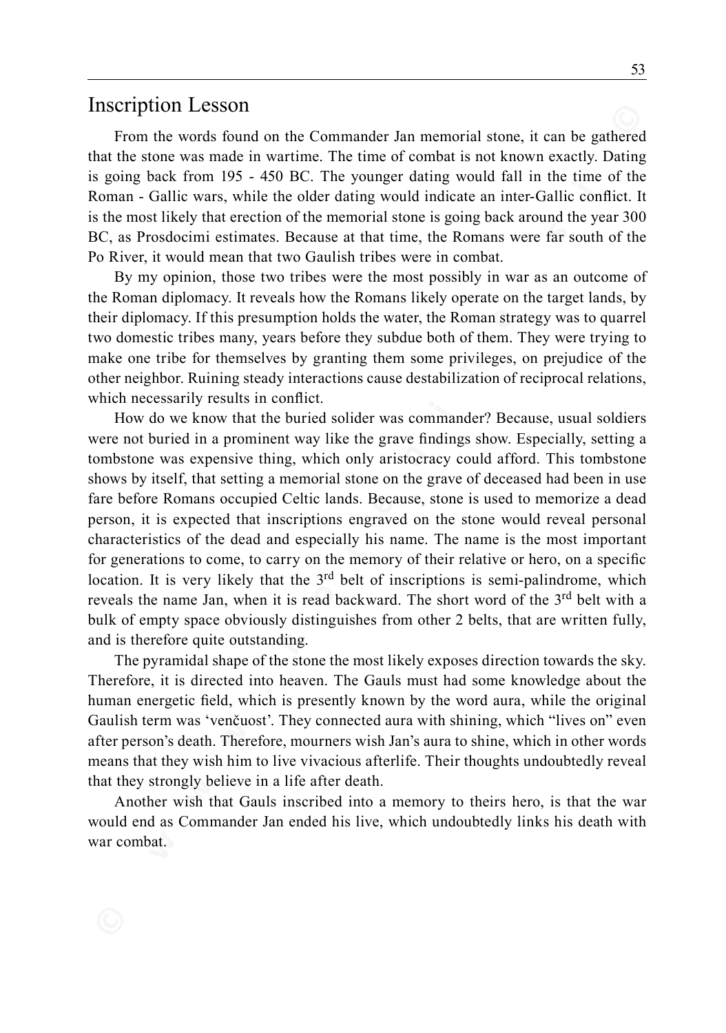## Inscription Lesson

From the words found on the Commander Jan memorial stone, it can be gathered that the stone was made in wartime. The time of combat is not known exactly. Dating is going back from 195 - 450 BC. The younger dating would fall in the time of the Roman - Gallic wars, while the older dating would indicate an inter-Gallic conflict. It is the most likely that erection of the memorial stone is going back around the year 300 BC, as Prosdocimi estimates. Because at that time, the Romans were far south of the Po River, it would mean that two Gaulish tribes were in combat.

By my opinion, those two tribes were the most possibly in war as an outcome of the Roman diplomacy. It reveals how the Romans likely operate on the target lands, by their diplomacy. If this presumption holds the water, the Roman strategy was to quarrel two domestic tribes many, years before they subdue both of them. They were trying to make one tribe for themselves by granting them some privileges, on prejudice of the other neighbor. Ruining steady interactions cause destabilization of reciprocal relations, which necessarily results in conflict.

How do we know that the buried solider was commander? Because, usual soldiers were not buried in a prominent way like the grave findings show. Especially, setting a tombstone was expensive thing, which only aristocracy could afford. This tombstone shows by itself, that setting a memorial stone on the grave of deceased had been in use fare before Romans occupied Celtic lands. Because, stone is used to memorize a dead person, it is expected that inscriptions engraved on the stone would reveal personal characteristics of the dead and especially his name. The name is the most important for generations to come, to carry on the memory of their relative or hero, on a specific location. It is very likely that the 3rd belt of inscriptions is semi-palindrome, which reveals the name Jan, when it is read backward. The short word of the 3rd belt with a bulk of empty space obviously distinguishes from other 2 belts, that are written fully, and is therefore quite outstanding.

The pyramidal shape of the stone the most likely exposes direction towards the sky. Therefore, it is directed into heaven. The Gauls must had some knowledge about the human energetic field, which is presently known by the word aura, while the original Gaulish term was 'venčuost'. They connected aura with shining, which "lives on" even after person's death. Therefore, mourners wish Jan's aura to shine, which in other words means that they wish him to live vivacious afterlife. Their thoughts undoubtedly reveal that they strongly believe in a life after death.

Another wish that Gauls inscribed into a memory to theirs hero, is that the war would end as Commander Jan ended his live, which undoubtedly links his death with war combat.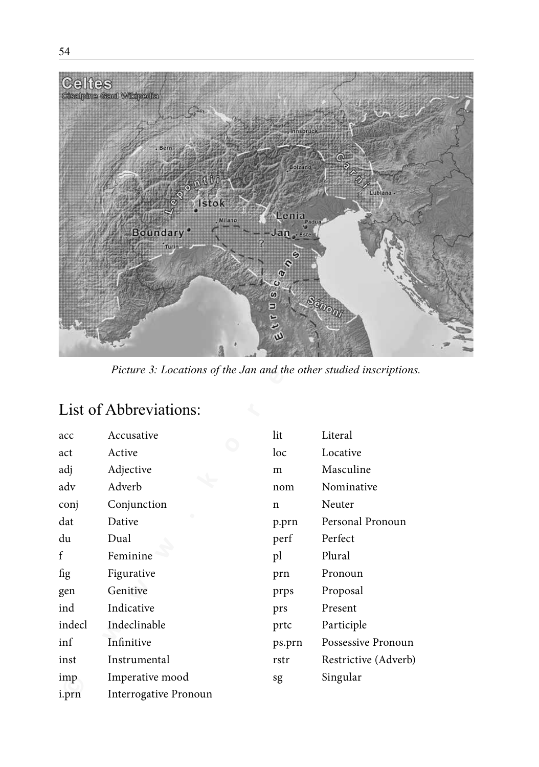*Picture 3: Locations of the Jan and the other studied inscriptions.*

## List of Abbreviations:

| | | | |
|---|---|---|---|
| acc | Accusative | lit | Literal |
| act | Active | loc | Locative |
| adj | Adjective | m | Masculine |
| adv | Adverb | nom | Nominative |
| conj | Conjunction | n | Neuter |
| dat | Dative | p.prn | Personal Pronoun |
| du | Dual | perf | Perfect |
| f | Feminine | pl | Plural |
| fig | Figurative | prn | Pronoun |
| gen | Genitive | prps | Proposal |
| ind | Indicative | prs | Present |
| indecl | Indeclinable | prtc | Participle |
| inf | Infinitive | ps.prn | Possessive Pronoun |
| inst | Instrumental | rstr | Restrictive (Adverb) |
| imp | Imperative mood | sg | Singular |
| i.prn | Interrogative Pronoun | | |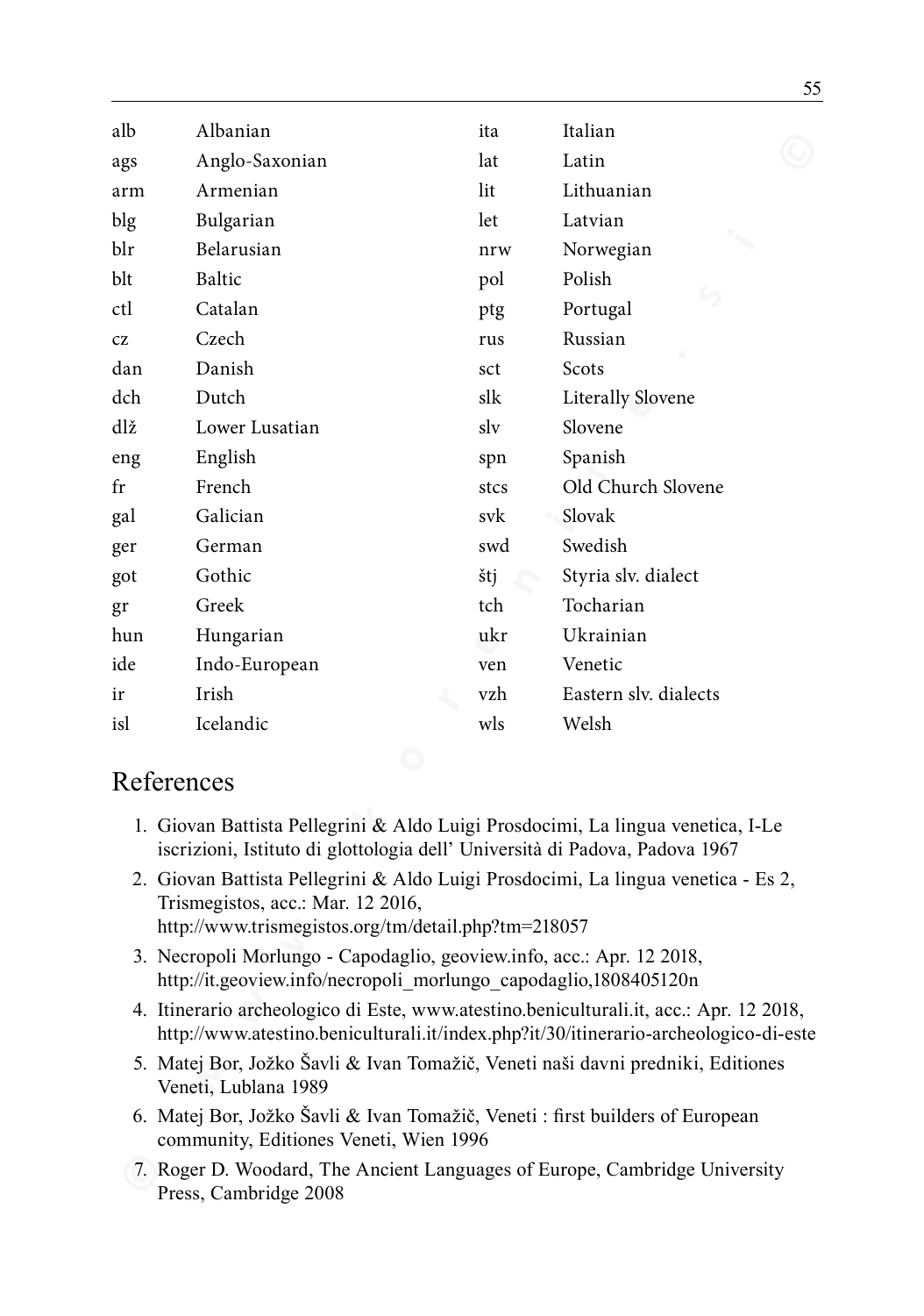| | | | |
|---|---|---|---|
| alb | Albanian | ita | Italian |
| ags | Anglo-Saxonian | lat | Latin |
| arm | Armenian | lit | Lithuanian |
| blg | Bulgarian | let | Latvian |
| blr | Belarusian | nrw | Norwegian |
| blt | Baltic | pol | Polish |
| ctl | Catalan | ptg | Portugal |
| cz | Czech | rus | Russian |
| dan | Danish | sct | Scots |
| dch | Dutch | slk | Literally Slovene |
| dlž | Lower Lusatian | slv | Slovene |
| eng | English | spn | Spanish |
| fr | French | stcs | Old Church Slovene |
| gal | Galician | svk | Slovak |
| ger | German | swd | Swedish |
| got | Gothic | štj | Styria slv. dialect |
| gr | Greek | tch | Tocharian |
| hun | Hungarian | ukr | Ukrainian |
| ide | Indo-European | ven | Venetic |
| ir | Irish | vzh | Eastern slv. dialects |
| isl | Icelandic | wls | Welsh |

# References

1. Giovan Battista Pellegrini & Aldo Luigi Prosdocimi, La lingua venetica, I-Le iscrizioni, Istituto di glottologia dell' Università di Padova, Padova 1967
2. Giovan Battista Pellegrini & Aldo Luigi Prosdocimi, La lingua venetica - Es 2, Trismegistos, acc.: Mar. 12 2016, http://www.trismegistos.org/tm/detail.php?tm=218057
3. Necropoli Morlungo - Capodaglio, geoview.info, acc.: Apr. 12 2018, http://it.geoview.info/necropoli_morlungo_capodaglio,1808405120n
4. Itinerario archeologico di Este, www.atestino.beniculturali.it, acc.: Apr. 12 2018, http://www.atestino.beniculturali.it/index.php?it/30/itinerario-archeologico-di-este
5. Matej Bor, Jožko Šavli & Ivan Tomažič, Veneti naši davni predniki, Editiones Veneti, Lublana 1989
6. Matej Bor, Jožko Šavli & Ivan Tomažič, Veneti : first builders of European community, Editiones Veneti, Wien 1996
7. Roger D. Woodard, The Ancient Languages of Europe, Cambridge University Press, Cambridge 2008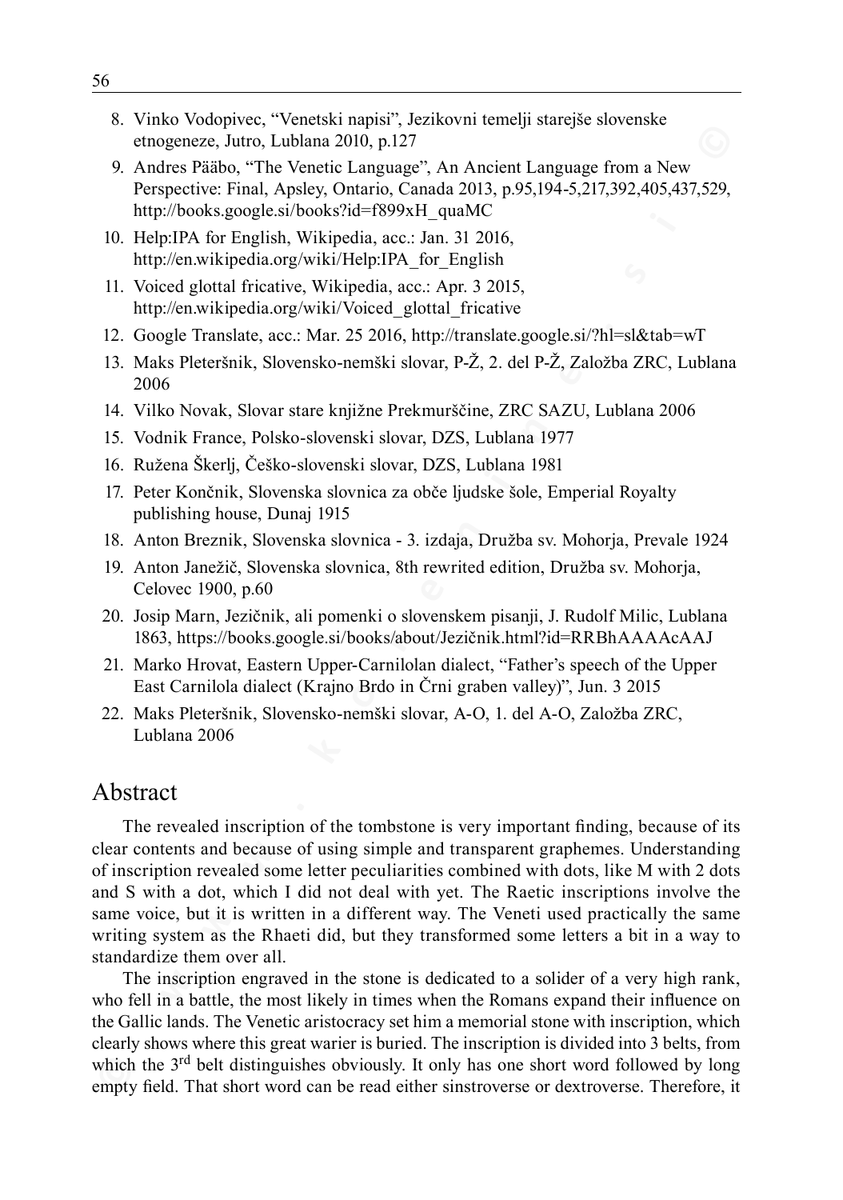8. Vinko Vodopivec, “Venetski napisi”, Jezikovni temelji starejše slovenske etnogeneze, Jutro, Lublana 2010, p.127
9. Andres Pääbo, “The Venetic Language”, An Ancient Language from a New Perspective: Final, Apsley, Ontario, Canada 2013, p.95,194-5,217,392,405,437,529, http://books.google.si/books?id=f899xH_quaMC
10. Help:IPA for English, Wikipedia, acc.: Jan. 31 2016, http://en.wikipedia.org/wiki/Help:IPA_for_English
11. Voiced glottal fricative, Wikipedia, acc.: Apr. 3 2015, http://en.wikipedia.org/wiki/Voiced_glottal_fricative
12. Google Translate, acc.: Mar. 25 2016, http://translate.google.si/?hl=sl&tab=wT
13. Maks Pleteršnik, Slovensko-nemški slovar, P-Ž, 2. del P-Ž, Založba ZRC, Lublana 2006
14. Vilko Novak, Slovar stare knjižne Prekmurščine, ZRC SAZU, Lublana 2006
15. Vodnik France, Polsko-slovenski slovar, DZS, Lublana 1977
16. Ružena Škerlj, Češko-slovenski slovar, DZS, Lublana 1981
17. Peter Končnik, Slovenska slovnica za obče ljudske šole, Emperial Royalty publishing house, Dunaj 1915
18. Anton Breznik, Slovenska slovnica - 3. izdaja, Družba sv. Mohorja, Prevale 1924
19. Anton Janežič, Slovenska slovnica, 8th rewrited edition, Družba sv. Mohorja, Celovec 1900, p.60
20. Josip Marn, Jezičnik, ali pomenki o slovenskem pisanji, J. Rudolf Milic, Lublana 1863, https://books.google.si/books/about/Jezičnik.html?id=RRBhAAAAcAAJ
21. Marko Hrovat, Eastern Upper-Carnilolan dialect, “Father’s speech of the Upper East Carnilola dialect (Krajno Brdo in Črni graben valley)”, Jun. 3 2015
22. Maks Pleteršnik, Slovensko-nemški slovar, A-O, 1. del A-O, Založba ZRC, Lublana 2006

## Abstract

The revealed inscription of the tombstone is very important finding, because of its clear contents and because of using simple and transparent graphemes. Understanding of inscription revealed some letter peculiarities combined with dots, like M with 2 dots and S with a dot, which I did not deal with yet. The Raetic inscriptions involve the same voice, but it is written in a different way. The Veneti used practically the same writing system as the Rhaeti did, but they transformed some letters a bit in a way to standardize them over all.

The inscription engraved in the stone is dedicated to a solider of a very high rank, who fell in a battle, the most likely in times when the Romans expand their influence on the Gallic lands. The Venetic aristocracy set him a memorial stone with inscription, which clearly shows where this great warier is buried. The inscription is divided into 3 belts, from which the 3rd belt distinguishes obviously. It only has one short word followed by long empty field. That short word can be read either sinstroverse or dextroverse. Therefore, it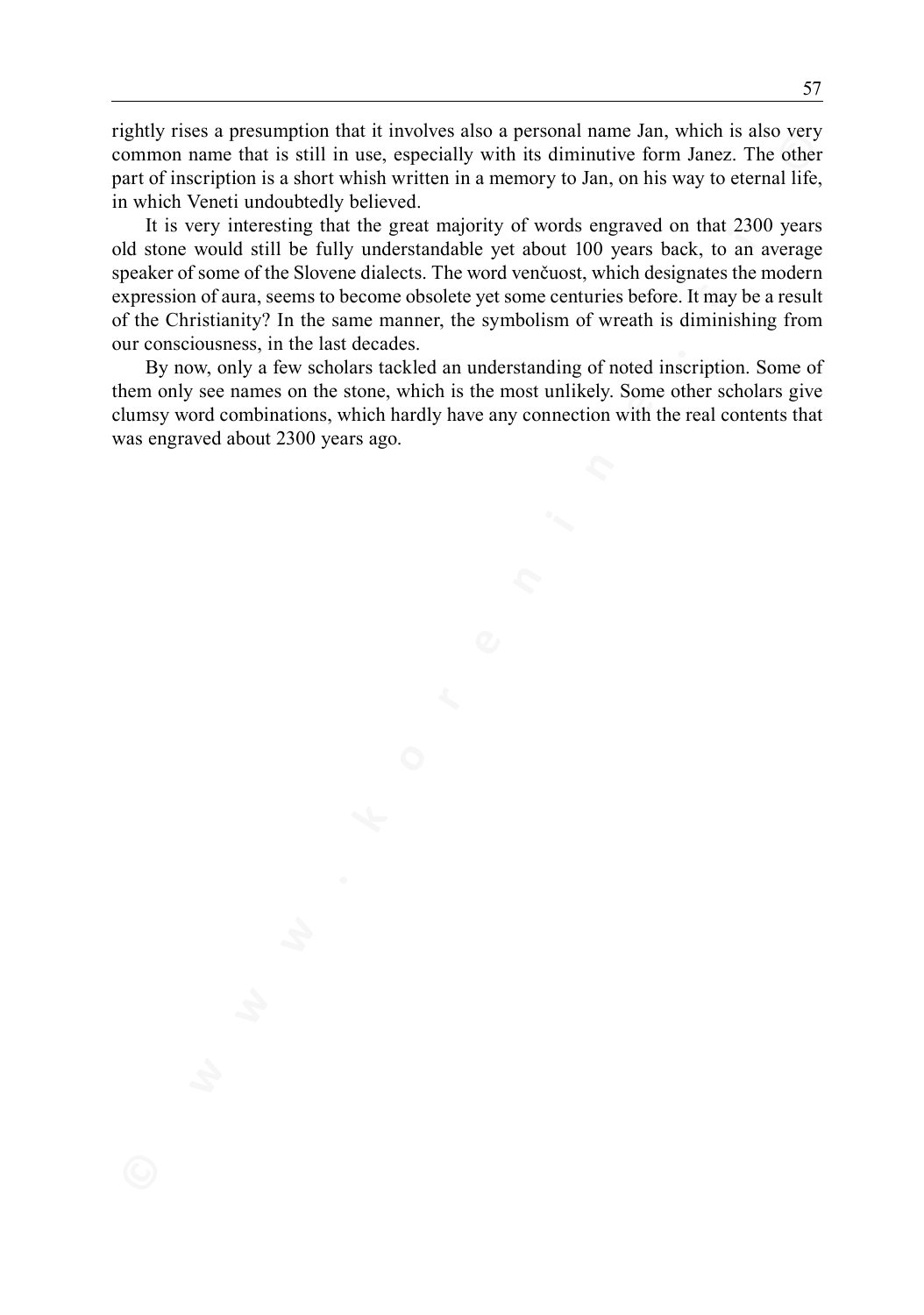rightly rises a presumption that it involves also a personal name Jan, which is also very common name that is still in use, especially with its diminutive form Janez. The other part of inscription is a short whish written in a memory to Jan, on his way to eternal life, in which Veneti undoubtedly believed.

It is very interesting that the great majority of words engraved on that 2300 years old stone would still be fully understandable yet about 100 years back, to an average speaker of some of the Slovene dialects. The word venčuost, which designates the modern expression of aura, seems to become obsolete yet some centuries before. It may be a result of the Christianity? In the same manner, the symbolism of wreath is diminishing from our consciousness, in the last decades.

By now, only a few scholars tackled an understanding of noted inscription. Some of them only see names on the stone, which is the most unlikely. Some other scholars give clumsy word combinations, which hardly have any connection with the real contents that was engraved about 2300 years ago.